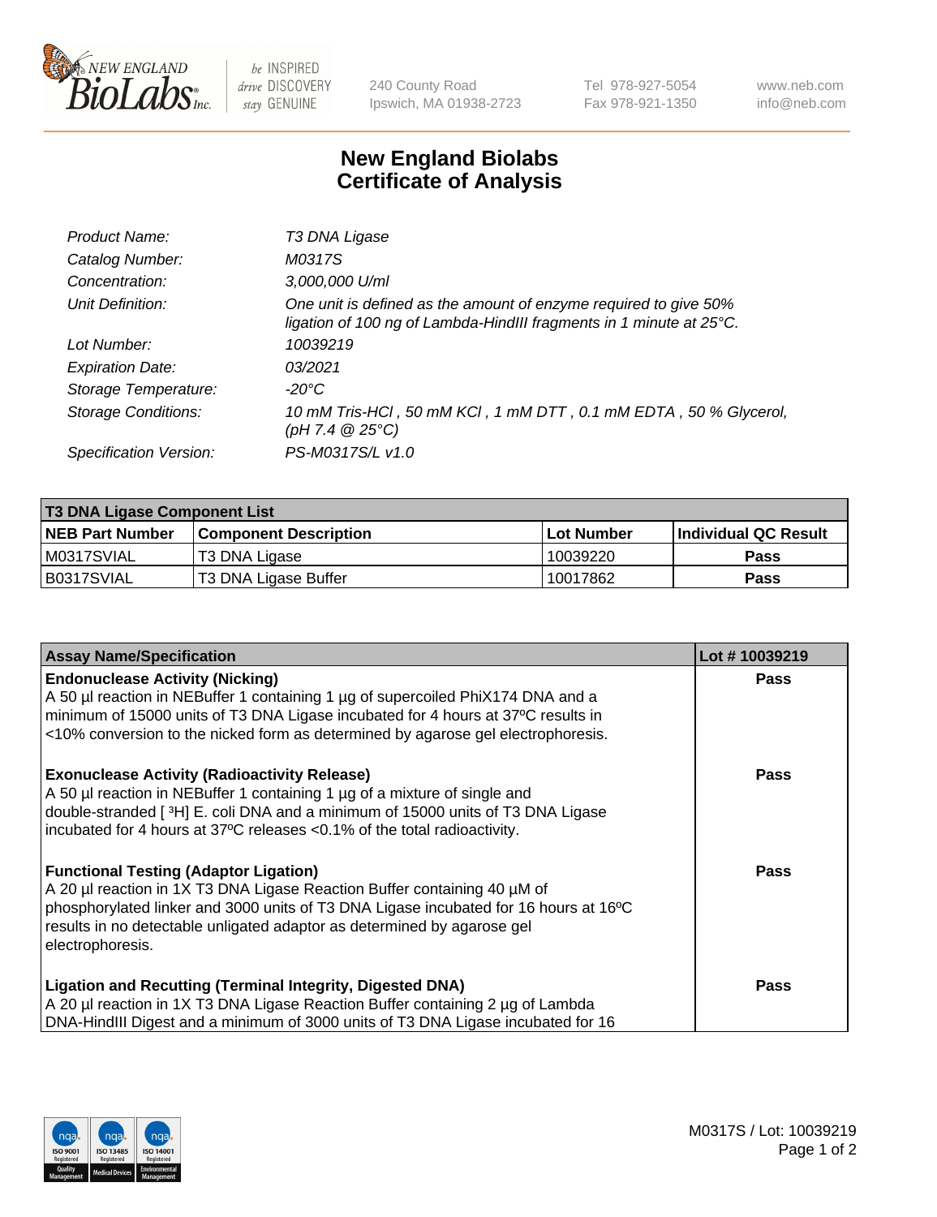# New England Biolabs Certificate of Analysis

| | |
|---|---|
| *Product Name:* | *T3 DNA Ligase* |
| *Catalog Number:* | *M0317S* |
| *Concentration:* | *3,000,000 U/ml* |
| *Unit Definition:* | *One unit is defined as the amount of enzyme required to give 50% ligation of 100 ng of Lambda-HindIII fragments in 1 minute at 25°C.* |
| *Lot Number:* | *10039219* |
| *Expiration Date:* | *03/2021* |
| *Storage Temperature:* | *-20°C* |
| *Storage Conditions:* | *10 mM Tris-HCl , 50 mM KCl , 1 mM DTT , 0.1 mM EDTA , 50 % Glycerol, (pH 7.4 @ 25°C)* |
| *Specification Version:* | *PS-M0317S/L v1.0* |

| T3 DNA Ligase Component List | | | |
|---|---|---|---|
| **NEB Part Number** | **Component Description** | **Lot Number** | **Individual QC Result** |
| M0317SVIAL | T3 DNA Ligase | 10039220 | **Pass** |
| B0317SVIAL | T3 DNA Ligase Buffer | 10017862 | **Pass** |

| Assay Name/Specification | Lot # 10039219 |
|---|---|
| **Endonuclease Activity (Nicking)**<br>A 50 µl reaction in NEBuffer 1 containing 1 µg of supercoiled PhiX174 DNA and a minimum of 15000 units of T3 DNA Ligase incubated for 4 hours at 37ºC results in <10% conversion to the nicked form as determined by agarose gel electrophoresis. | **Pass** |
| **Exonuclease Activity (Radioactivity Release)**<br>A 50 µl reaction in NEBuffer 1 containing 1 µg of a mixture of single and double-stranded [ $^{3}$H] E. coli DNA and a minimum of 15000 units of T3 DNA Ligase incubated for 4 hours at 37ºC releases <0.1% of the total radioactivity. | **Pass** |
| **Functional Testing (Adaptor Ligation)**<br>A 20 µl reaction in 1X T3 DNA Ligase Reaction Buffer containing 40 µM of phosphorylated linker and 3000 units of T3 DNA Ligase incubated for 16 hours at 16ºC results in no detectable unligated adaptor as determined by agarose gel electrophoresis. | **Pass** |
| **Ligation and Recutting (Terminal Integrity, Digested DNA)**<br>A 20 µl reaction in 1X T3 DNA Ligase Reaction Buffer containing 2 µg of Lambda DNA-HindIII Digest and a minimum of 3000 units of T3 DNA Ligase incubated for 16 | **Pass** |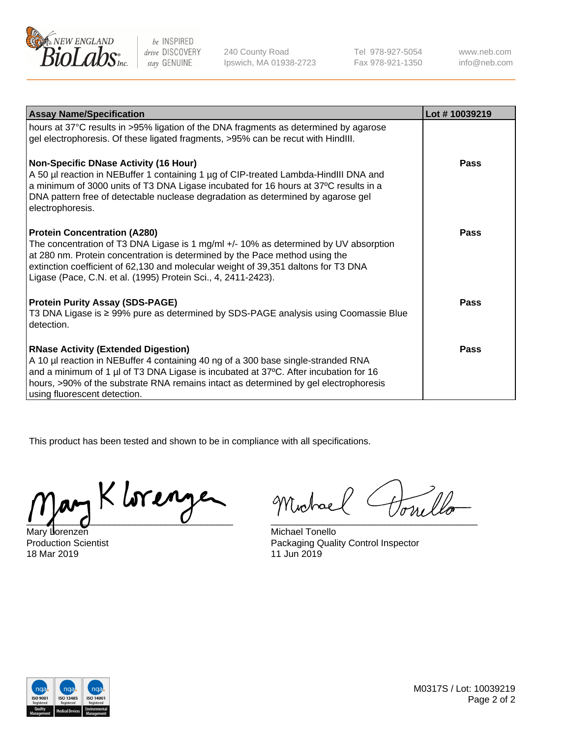| Assay Name/Specification | Lot # 10039219 |
|---|---|
| hours at 37°C results in >95% ligation of the DNA fragments as determined by agarose gel electrophoresis. Of these ligated fragments, >95% can be recut with HindIII. | |
| **Non-Specific DNase Activity (16 Hour)**<br>A 50 µl reaction in NEBuffer 1 containing 1 µg of CIP-treated Lambda-HindIII DNA and a minimum of 3000 units of T3 DNA Ligase incubated for 16 hours at 37ºC results in a DNA pattern free of detectable nuclease degradation as determined by agarose gel electrophoresis. | **Pass** |
| **Protein Concentration (A280)**<br>The concentration of T3 DNA Ligase is 1 mg/ml +/- 10% as determined by UV absorption at 280 nm. Protein concentration is determined by the Pace method using the extinction coefficient of 62,130 and molecular weight of 39,351 daltons for T3 DNA Ligase (Pace, C.N. et al. (1995) Protein Sci., 4, 2411-2423). | **Pass** |
| **Protein Purity Assay (SDS-PAGE)**<br>T3 DNA Ligase is ≥ 99% pure as determined by SDS-PAGE analysis using Coomassie Blue detection. | **Pass** |
| **RNase Activity (Extended Digestion)**<br>A 10 µl reaction in NEBuffer 4 containing 40 ng of a 300 base single-stranded RNA and a minimum of 1 µl of T3 DNA Ligase is incubated at 37ºC. After incubation for 16 hours, >90% of the substrate RNA remains intact as determined by gel electrophoresis using fluorescent detection. | **Pass** |

This product has been tested and shown to be in compliance with all specifications.

Mary Lorenzen
Production Scientist
18 Mar 2019

Michael Tonello
Packaging Quality Control Inspector
11 Jun 2019

M0317S / Lot: 10039219